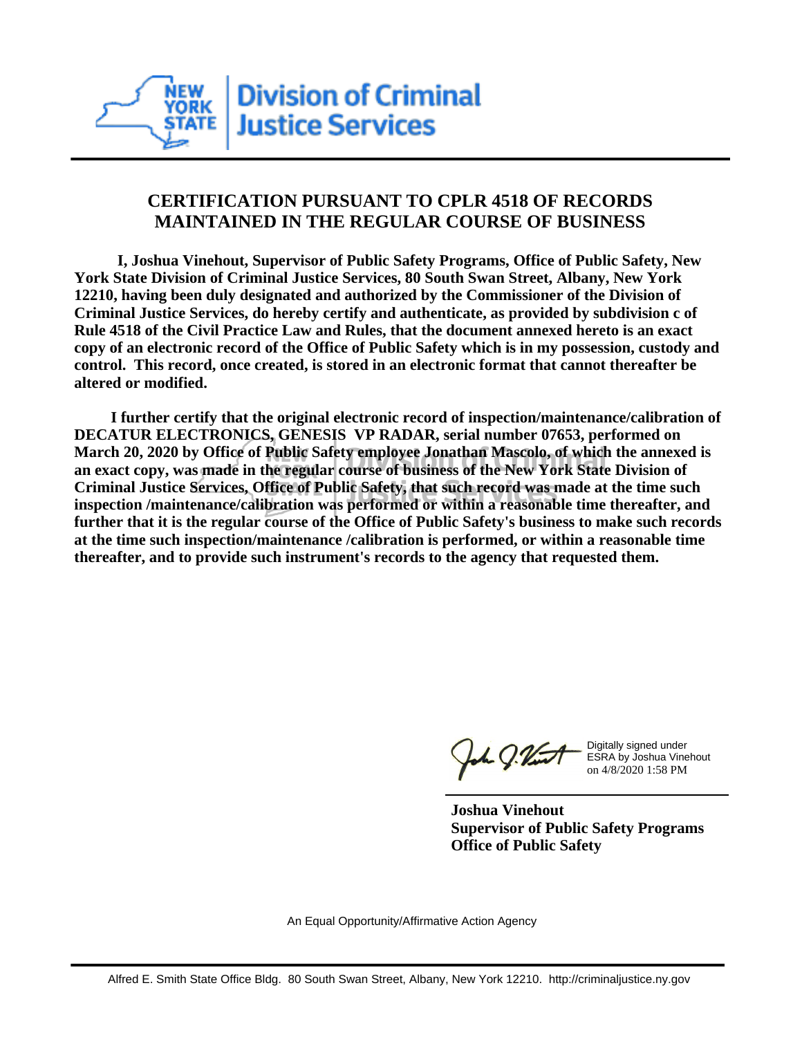Division of Criminal Justice Services

## CERTIFICATION PURSUANT TO CPLR 4518 OF RECORDS MAINTAINED IN THE REGULAR COURSE OF BUSINESS

**I, Joshua Vinehout, Supervisor of Public Safety Programs, Office of Public Safety, New York State Division of Criminal Justice Services, 80 South Swan Street, Albany, New York 12210, having been duly designated and authorized by the Commissioner of the Division of Criminal Justice Services, do hereby certify and authenticate, as provided by subdivision c of Rule 4518 of the Civil Practice Law and Rules, that the document annexed hereto is an exact copy of an electronic record of the Office of Public Safety which is in my possession, custody and control. This record, once created, is stored in an electronic format that cannot thereafter be altered or modified.**

**I further certify that the original electronic record of inspection/maintenance/calibration of DECATUR ELECTRONICS, GENESIS VP RADAR, serial number 07653, performed on March 20, 2020 by Office of Public Safety employee Jonathan Mascolo, of which the annexed is an exact copy, was made in the regular course of business of the New York State Division of Criminal Justice Services, Office of Public Safety, that such record was made at the time such inspection /maintenance/calibration was performed or within a reasonable time thereafter, and further that it is the regular course of the Office of Public Safety's business to make such records at the time such inspection/maintenance /calibration is performed, or within a reasonable time thereafter, and to provide such instrument's records to the agency that requested them.**

Digitally signed under ESRA by Joshua Vinehout on 4/8/2020 1:58 PM

**Joshua Vinehout**
**Supervisor of Public Safety Programs**
**Office of Public Safety**

An Equal Opportunity/Affirmative Action Agency

Alfred E. Smith State Office Bldg. 80 South Swan Street, Albany, New York 12210. http://criminaljustice.ny.gov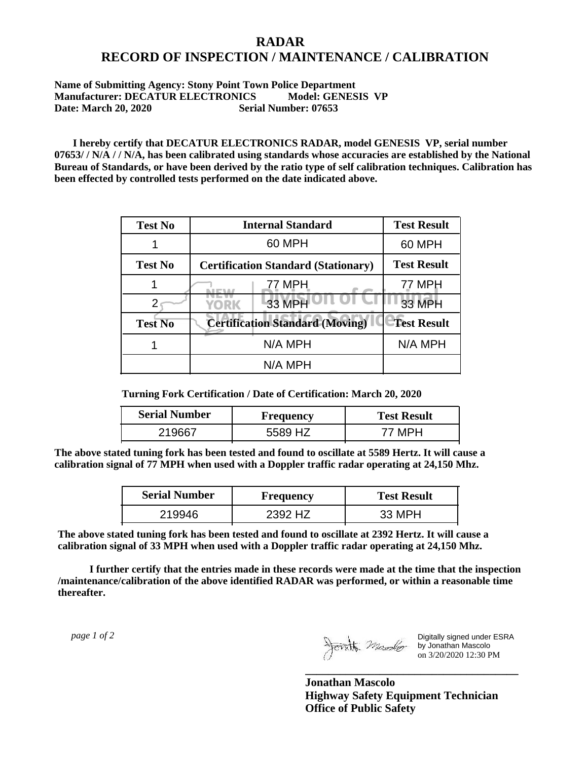# RADAR
# RECORD OF INSPECTION / MAINTENANCE / CALIBRATION

**Name of Submitting Agency: Stony Point Town Police Department**
**Manufacturer: DECATUR ELECTRONICS Model: GENESIS VP**
**Date: March 20, 2020 Serial Number: 07653**

**I hereby certify that DECATUR ELECTRONICS RADAR, model GENESIS VP, serial number 07653/ / N/A / / N/A, has been calibrated using standards whose accuracies are established by the National Bureau of Standards, or have been derived by the ratio type of self calibration techniques. Calibration has been effected by controlled tests performed on the date indicated above.**

| Test No | Internal Standard | Test Result |
|---|---|---|
| 1 | 60 MPH | 60 MPH |
| **Test No** | **Certification Standard (Stationary)** | **Test Result** |
| 1 | 77 MPH | 77 MPH |
| 2 | 33 MPH | 33 MPH |
| **Test No** | **Certification Standard (Moving)** | **Test Result** |
| 1 | N/A MPH | N/A MPH |
| | N/A MPH | |

**Turning Fork Certification / Date of Certification: March 20, 2020**

| Serial Number | Frequency | Test Result |
|---|---|---|
| 219667 | 5589 HZ | 77 MPH |

**The above stated tuning fork has been tested and found to oscillate at 5589 Hertz. It will cause a calibration signal of 77 MPH when used with a Doppler traffic radar operating at 24,150 Mhz.**

| Serial Number | Frequency | Test Result |
|---|---|---|
| 219946 | 2392 HZ | 33 MPH |

**The above stated tuning fork has been tested and found to oscillate at 2392 Hertz. It will cause a calibration signal of 33 MPH when used with a Doppler traffic radar operating at 24,150 Mhz.**

**I further certify that the entries made in these records were made at the time that the inspection /maintenance/calibration of the above identified RADAR was performed, or within a reasonable time thereafter.**

*page 1 of 2*

Digitally signed under ESRA by Jonathan Mascolo on 3/20/2020 12:30 PM

**Jonathan Mascolo**
**Highway Safety Equipment Technician**
**Office of Public Safety**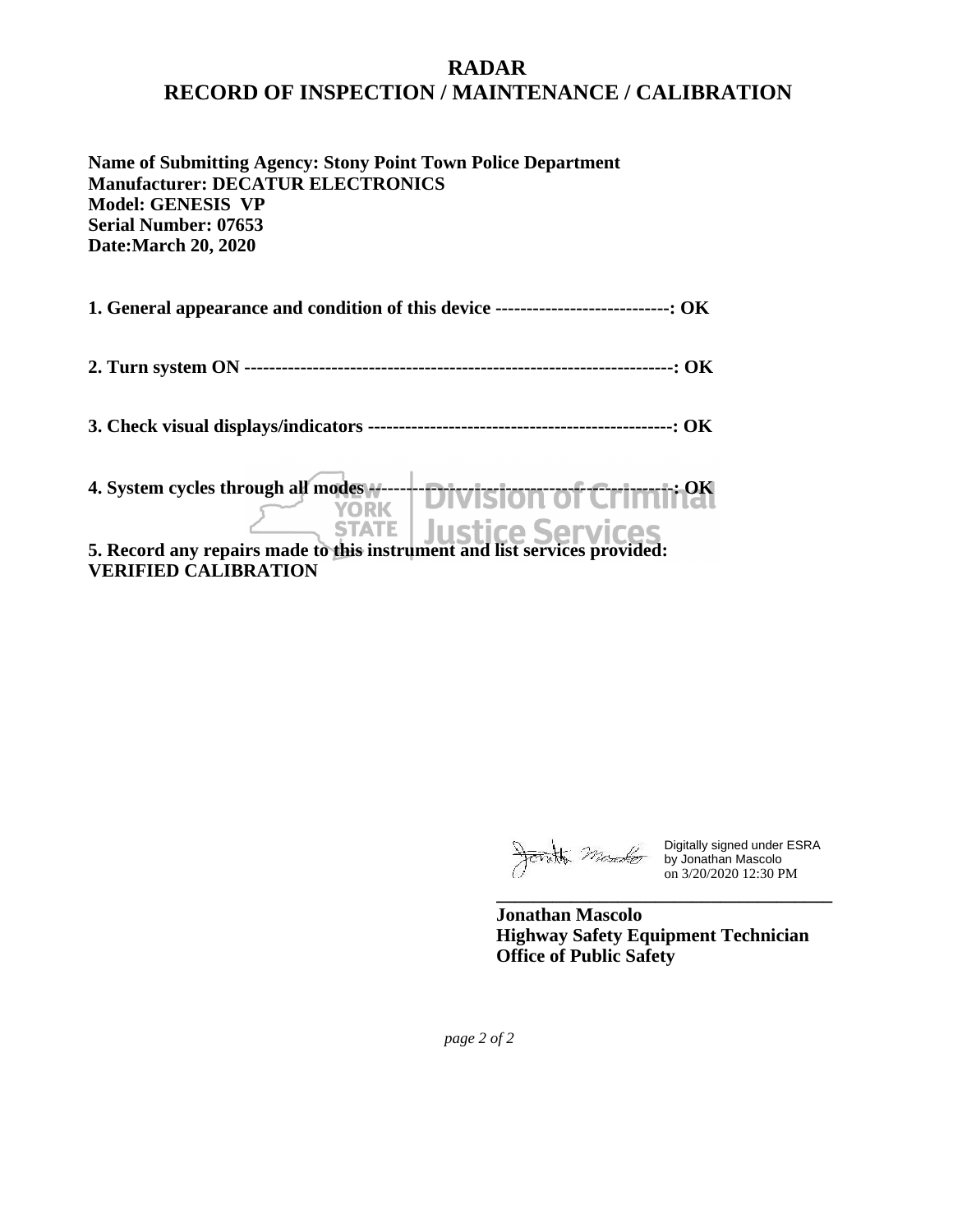# RADAR
# RECORD OF INSPECTION / MAINTENANCE / CALIBRATION

**Name of Submitting Agency: Stony Point Town Police Department**
**Manufacturer: DECATUR ELECTRONICS**
**Model: GENESIS VP**
**Serial Number: 07653**
**Date:March 20, 2020**

**1. General appearance and condition of this device ----------------------------: OK**

**2. Turn system ON -------------------------------------------------------------------: OK**

**3. Check visual displays/indicators -------------------------------------------------: OK**

**4. System cycles through all modes -----------------------------------------------: OK**

**5. Record any repairs made to this instrument and list services provided:**
**VERIFIED CALIBRATION**

Digitally signed under ESRA by Jonathan Mascolo on 3/20/2020 12:30 PM

**Jonathan Mascolo**
**Highway Safety Equipment Technician**
**Office of Public Safety**